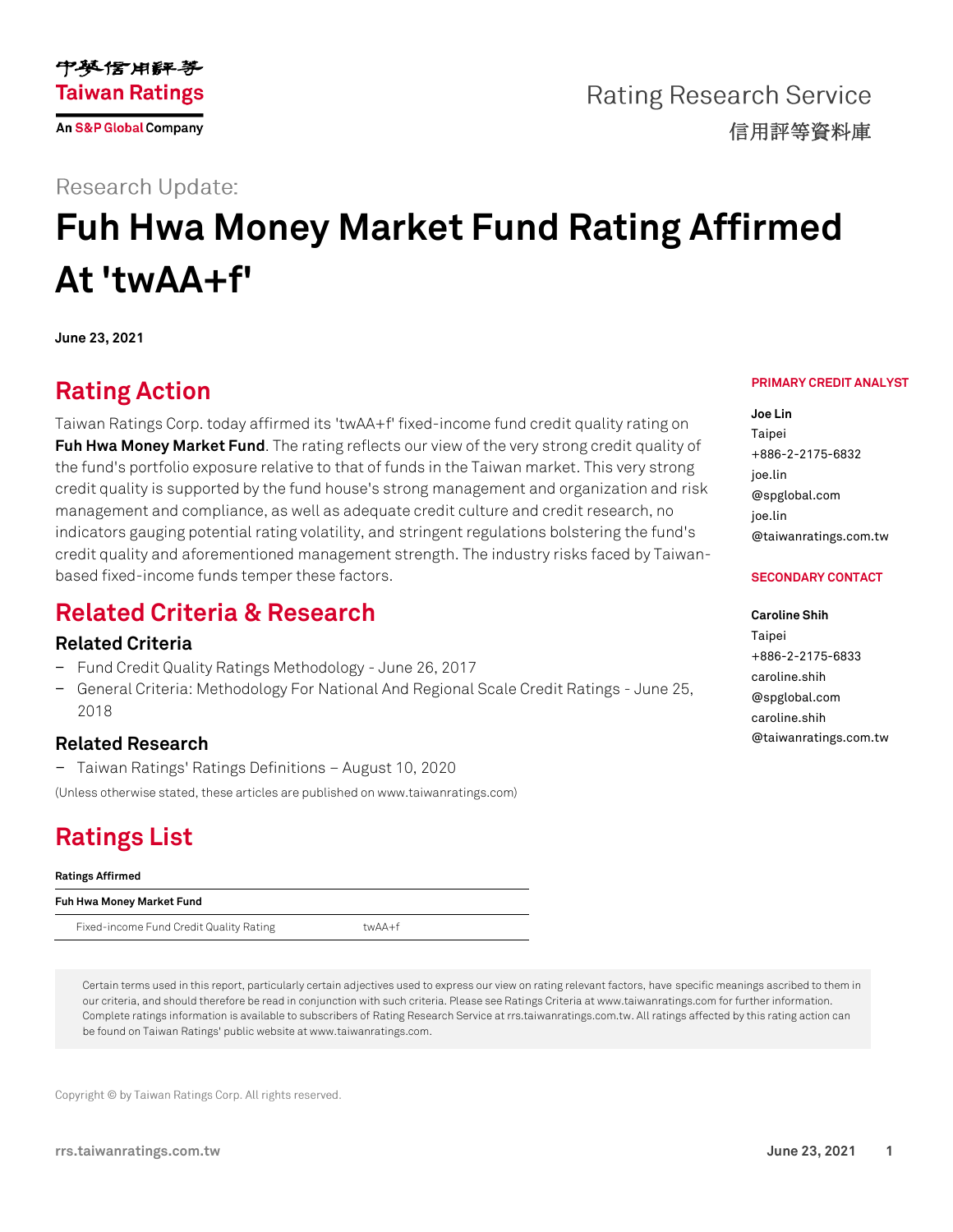Research Update:

# Fuh Hwa Money Market Fund Rating Affirmed At 'twAA+f'

**June 23, 2021**

## Rating Action

Taiwan Ratings Corp. today affirmed its 'twAA+f' fixed-income fund credit quality rating on **Fuh Hwa Money Market Fund**. The rating reflects our view of the very strong credit quality of the fund's portfolio exposure relative to that of funds in the Taiwan market. This very strong credit quality is supported by the fund house's strong management and organization and risk management and compliance, as well as adequate credit culture and credit research, no indicators gauging potential rating volatility, and stringent regulations bolstering the fund's credit quality and aforementioned management strength. The industry risks faced by Taiwan-based fixed-income funds temper these factors.

**PRIMARY CREDIT ANALYST**

**Joe Lin**
Taipei
+886-2-2175-6832
joe.lin@spglobal.com
joe.lin@taiwanratings.com.tw

**SECONDARY CONTACT**

**Caroline Shih**
Taipei
+886-2-2175-6833
caroline.shih@spglobal.com
caroline.shih@taiwanratings.com.tw

## Related Criteria & Research

### Related Criteria

- Fund Credit Quality Ratings Methodology - June 26, 2017
- General Criteria: Methodology For National And Regional Scale Credit Ratings - June 25, 2018

### Related Research

- Taiwan Ratings' Ratings Definitions – August 10, 2020

(Unless otherwise stated, these articles are published on www.taiwanratings.com)

## Ratings List

| Ratings Affirmed | |
|---|---|
| **Fuh Hwa Money Market Fund** | |
| Fixed-income Fund Credit Quality Rating | twAA+f |

Certain terms used in this report, particularly certain adjectives used to express our view on rating relevant factors, have specific meanings ascribed to them in our criteria, and should therefore be read in conjunction with such criteria. Please see Ratings Criteria at www.taiwanratings.com for further information. Complete ratings information is available to subscribers of Rating Research Service at rrs.taiwanratings.com.tw. All ratings affected by this rating action can be found on Taiwan Ratings' public website at www.taiwanratings.com.

Copyright © by Taiwan Ratings Corp. All rights reserved.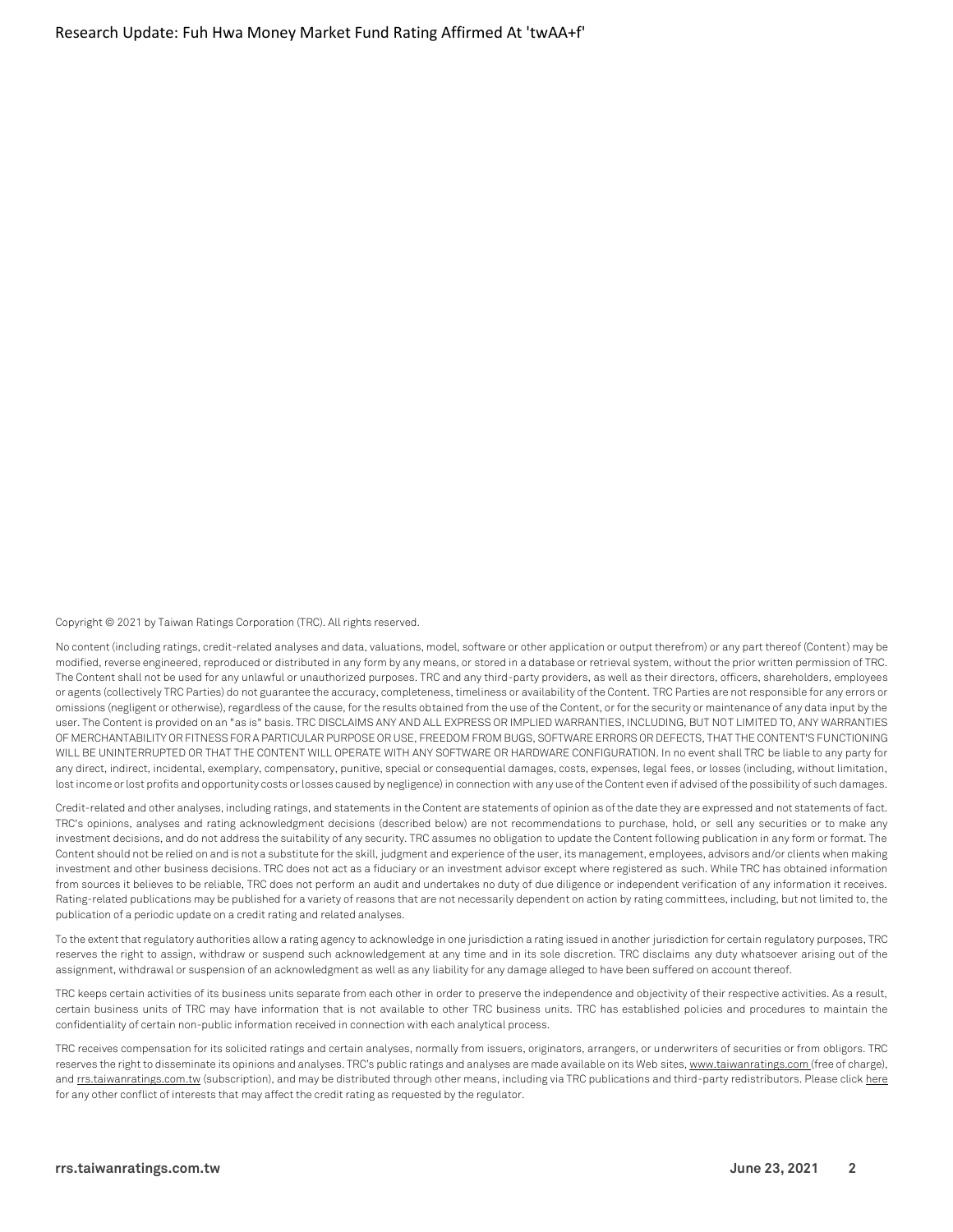Copyright © 2021 by Taiwan Ratings Corporation (TRC). All rights reserved.

No content (including ratings, credit-related analyses and data, valuations, model, software or other application or output therefrom) or any part thereof (Content) may be modified, reverse engineered, reproduced or distributed in any form by any means, or stored in a database or retrieval system, without the prior written permission of TRC. The Content shall not be used for any unlawful or unauthorized purposes. TRC and any third-party providers, as well as their directors, officers, shareholders, employees or agents (collectively TRC Parties) do not guarantee the accuracy, completeness, timeliness or availability of the Content. TRC Parties are not responsible for any errors or omissions (negligent or otherwise), regardless of the cause, for the results obtained from the use of the Content, or for the security or maintenance of any data input by the user. The Content is provided on an "as is" basis. TRC DISCLAIMS ANY AND ALL EXPRESS OR IMPLIED WARRANTIES, INCLUDING, BUT NOT LIMITED TO, ANY WARRANTIES OF MERCHANTABILITY OR FITNESS FOR A PARTICULAR PURPOSE OR USE, FREEDOM FROM BUGS, SOFTWARE ERRORS OR DEFECTS, THAT THE CONTENT'S FUNCTIONING WILL BE UNINTERRUPTED OR THAT THE CONTENT WILL OPERATE WITH ANY SOFTWARE OR HARDWARE CONFIGURATION. In no event shall TRC be liable to any party for any direct, indirect, incidental, exemplary, compensatory, punitive, special or consequential damages, costs, expenses, legal fees, or losses (including, without limitation, lost income or lost profits and opportunity costs or losses caused by negligence) in connection with any use of the Content even if advised of the possibility of such damages.

Credit-related and other analyses, including ratings, and statements in the Content are statements of opinion as of the date they are expressed and not statements of fact. TRC's opinions, analyses and rating acknowledgment decisions (described below) are not recommendations to purchase, hold, or sell any securities or to make any investment decisions, and do not address the suitability of any security. TRC assumes no obligation to update the Content following publication in any form or format. The Content should not be relied on and is not a substitute for the skill, judgment and experience of the user, its management, employees, advisors and/or clients when making investment and other business decisions. TRC does not act as a fiduciary or an investment advisor except where registered as such. While TRC has obtained information from sources it believes to be reliable, TRC does not perform an audit and undertakes no duty of due diligence or independent verification of any information it receives. Rating-related publications may be published for a variety of reasons that are not necessarily dependent on action by rating committees, including, but not limited to, the publication of a periodic update on a credit rating and related analyses.

To the extent that regulatory authorities allow a rating agency to acknowledge in one jurisdiction a rating issued in another jurisdiction for certain regulatory purposes, TRC reserves the right to assign, withdraw or suspend such acknowledgement at any time and in its sole discretion. TRC disclaims any duty whatsoever arising out of the assignment, withdrawal or suspension of an acknowledgment as well as any liability for any damage alleged to have been suffered on account thereof.

TRC keeps certain activities of its business units separate from each other in order to preserve the independence and objectivity of their respective activities. As a result, certain business units of TRC may have information that is not available to other TRC business units. TRC has established policies and procedures to maintain the confidentiality of certain non-public information received in connection with each analytical process.

TRC receives compensation for its solicited ratings and certain analyses, normally from issuers, originators, arrangers, or underwriters of securities or from obligors. TRC reserves the right to disseminate its opinions and analyses. TRC's public ratings and analyses are made available on its Web sites, www.taiwanratings.com (free of charge), and rrs.taiwanratings.com.tw (subscription), and may be distributed through other means, including via TRC publications and third-party redistributors. Please click here for any other conflict of interests that may affect the credit rating as requested by the regulator.